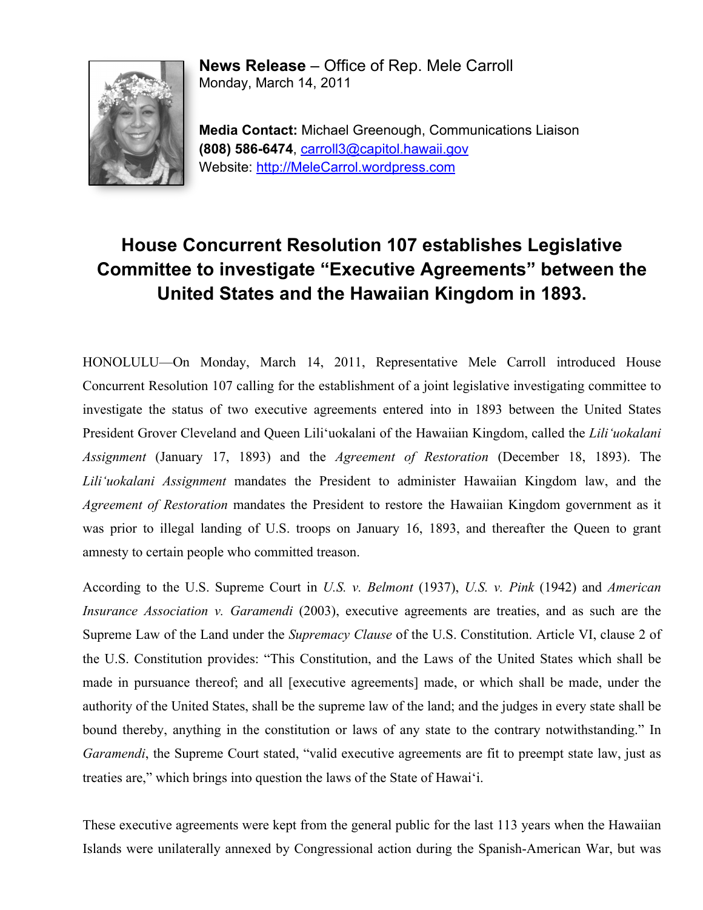**News Release** – Office of Rep. Mele Carroll
Monday, March 14, 2011

**Media Contact:** Michael Greenough, Communications Liaison
**(808) 586-6474**, carroll3@capitol.hawaii.gov
Website: http://MeleCarrol.wordpress.com

# House Concurrent Resolution 107 establishes Legislative Committee to investigate "Executive Agreements" between the United States and the Hawaiian Kingdom in 1893.

HONOLULU—On Monday, March 14, 2011, Representative Mele Carroll introduced House Concurrent Resolution 107 calling for the establishment of a joint legislative investigating committee to investigate the status of two executive agreements entered into in 1893 between the United States President Grover Cleveland and Queen Lili'uokalani of the Hawaiian Kingdom, called the *Lili'uokalani Assignment* (January 17, 1893) and the *Agreement of Restoration* (December 18, 1893). The *Lili'uokalani Assignment* mandates the President to administer Hawaiian Kingdom law, and the *Agreement of Restoration* mandates the President to restore the Hawaiian Kingdom government as it was prior to illegal landing of U.S. troops on January 16, 1893, and thereafter the Queen to grant amnesty to certain people who committed treason.

According to the U.S. Supreme Court in *U.S. v. Belmont* (1937), *U.S. v. Pink* (1942) and *American Insurance Association v. Garamendi* (2003), executive agreements are treaties, and as such are the Supreme Law of the Land under the *Supremacy Clause* of the U.S. Constitution. Article VI, clause 2 of the U.S. Constitution provides: "This Constitution, and the Laws of the United States which shall be made in pursuance thereof; and all [executive agreements] made, or which shall be made, under the authority of the United States, shall be the supreme law of the land; and the judges in every state shall be bound thereby, anything in the constitution or laws of any state to the contrary notwithstanding." In *Garamendi*, the Supreme Court stated, "valid executive agreements are fit to preempt state law, just as treaties are," which brings into question the laws of the State of Hawai'i.

These executive agreements were kept from the general public for the last 113 years when the Hawaiian Islands were unilaterally annexed by Congressional action during the Spanish-American War, but was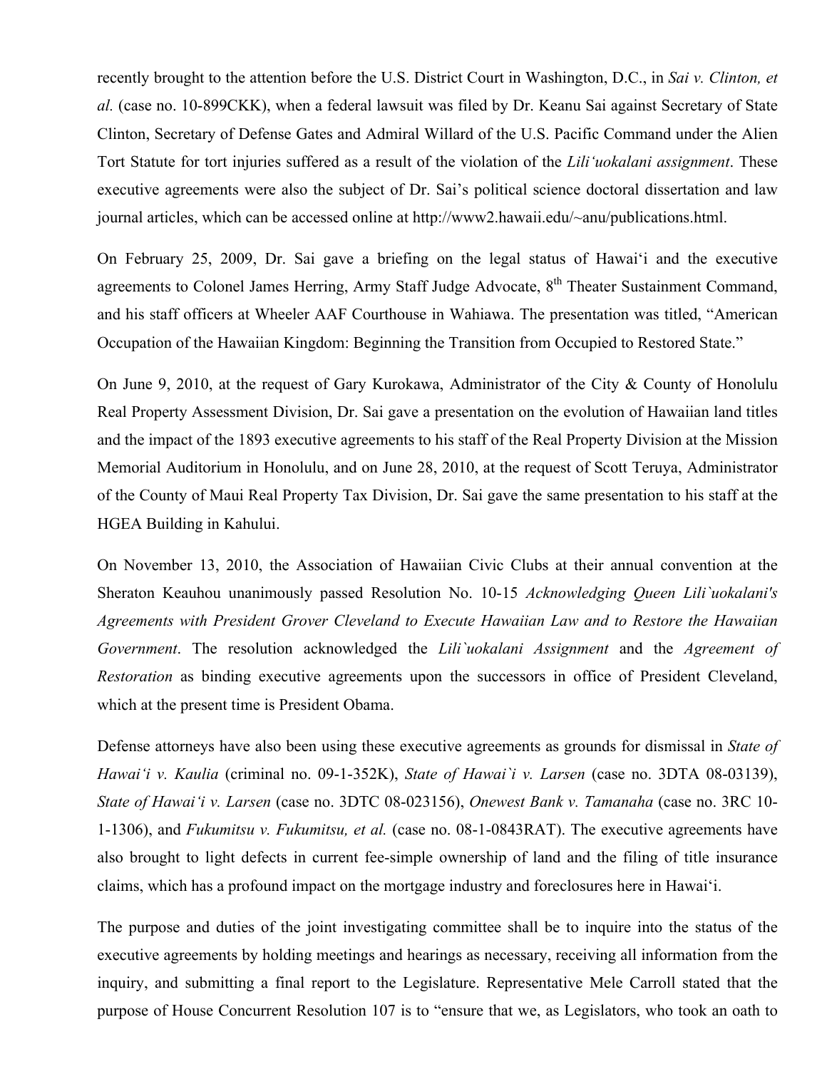recently brought to the attention before the U.S. District Court in Washington, D.C., in *Sai v. Clinton, et al.* (case no. 10-899CKK), when a federal lawsuit was filed by Dr. Keanu Sai against Secretary of State Clinton, Secretary of Defense Gates and Admiral Willard of the U.S. Pacific Command under the Alien Tort Statute for tort injuries suffered as a result of the violation of the *Lili'uokalani assignment*. These executive agreements were also the subject of Dr. Sai's political science doctoral dissertation and law journal articles, which can be accessed online at http://www2.hawaii.edu/~anu/publications.html.

On February 25, 2009, Dr. Sai gave a briefing on the legal status of Hawai'i and the executive agreements to Colonel James Herring, Army Staff Judge Advocate, 8th Theater Sustainment Command, and his staff officers at Wheeler AAF Courthouse in Wahiawa. The presentation was titled, "American Occupation of the Hawaiian Kingdom: Beginning the Transition from Occupied to Restored State."

On June 9, 2010, at the request of Gary Kurokawa, Administrator of the City & County of Honolulu Real Property Assessment Division, Dr. Sai gave a presentation on the evolution of Hawaiian land titles and the impact of the 1893 executive agreements to his staff of the Real Property Division at the Mission Memorial Auditorium in Honolulu, and on June 28, 2010, at the request of Scott Teruya, Administrator of the County of Maui Real Property Tax Division, Dr. Sai gave the same presentation to his staff at the HGEA Building in Kahului.

On November 13, 2010, the Association of Hawaiian Civic Clubs at their annual convention at the Sheraton Keauhou unanimously passed Resolution No. 10-15 *Acknowledging Queen Lili`uokalani's Agreements with President Grover Cleveland to Execute Hawaiian Law and to Restore the Hawaiian Government*. The resolution acknowledged the *Lili`uokalani Assignment* and the *Agreement of Restoration* as binding executive agreements upon the successors in office of President Cleveland, which at the present time is President Obama.

Defense attorneys have also been using these executive agreements as grounds for dismissal in *State of Hawai'i v. Kaulia* (criminal no. 09-1-352K), *State of Hawai`i v. Larsen* (case no. 3DTA 08-03139), *State of Hawai'i v. Larsen* (case no. 3DTC 08-023156), *Onewest Bank v. Tamanaha* (case no. 3RC 10-1-1306), and *Fukumitsu v. Fukumitsu, et al.* (case no. 08-1-0843RAT). The executive agreements have also brought to light defects in current fee-simple ownership of land and the filing of title insurance claims, which has a profound impact on the mortgage industry and foreclosures here in Hawai'i.

The purpose and duties of the joint investigating committee shall be to inquire into the status of the executive agreements by holding meetings and hearings as necessary, receiving all information from the inquiry, and submitting a final report to the Legislature. Representative Mele Carroll stated that the purpose of House Concurrent Resolution 107 is to "ensure that we, as Legislators, who took an oath to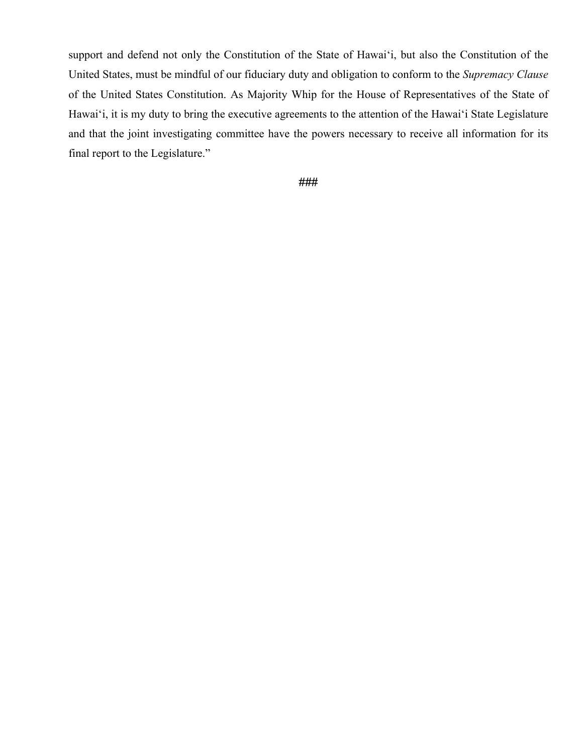support and defend not only the Constitution of the State of Hawaiʻi, but also the Constitution of the United States, must be mindful of our fiduciary duty and obligation to conform to the *Supremacy Clause* of the United States Constitution. As Majority Whip for the House of Representatives of the State of Hawaiʻi, it is my duty to bring the executive agreements to the attention of the Hawaiʻi State Legislature and that the joint investigating committee have the powers necessary to receive all information for its final report to the Legislature."

###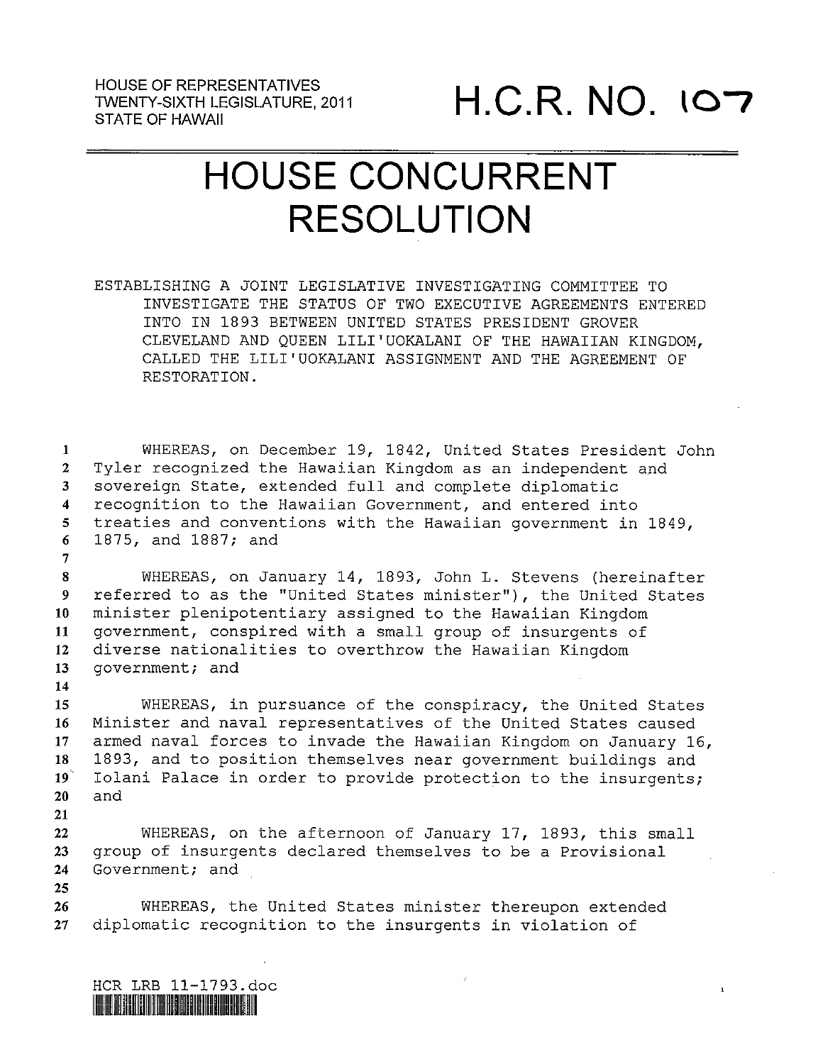HOUSE OF REPRESENTATIVES
TWENTY-SIXTH LEGISLATURE, 2011
STATE OF HAWAII

# H.C.R. NO. 107

# HOUSE CONCURRENT RESOLUTION

ESTABLISHING A JOINT LEGISLATIVE INVESTIGATING COMMITTEE TO INVESTIGATE THE STATUS OF TWO EXECUTIVE AGREEMENTS ENTERED INTO IN 1893 BETWEEN UNITED STATES PRESIDENT GROVER CLEVELAND AND QUEEN LILI'UOKALANI OF THE HAWAIIAN KINGDOM, CALLED THE LILI'UOKALANI ASSIGNMENT AND THE AGREEMENT OF RESTORATION.

WHEREAS, on December 19, 1842, United States President John Tyler recognized the Hawaiian Kingdom as an independent and sovereign State, extended full and complete diplomatic recognition to the Hawaiian Government, and entered into treaties and conventions with the Hawaiian government in 1849, 1875, and 1887; and

WHEREAS, on January 14, 1893, John L. Stevens (hereinafter referred to as the "United States minister"), the United States minister plenipotentiary assigned to the Hawaiian Kingdom government, conspired with a small group of insurgents of diverse nationalities to overthrow the Hawaiian Kingdom government; and

WHEREAS, in pursuance of the conspiracy, the United States Minister and naval representatives of the United States caused armed naval forces to invade the Hawaiian Kingdom on January 16, 1893, and to position themselves near government buildings and Iolani Palace in order to provide protection to the insurgents; and

WHEREAS, on the afternoon of January 17, 1893, this small group of insurgents declared themselves to be a Provisional Government; and

WHEREAS, the United States minister thereupon extended diplomatic recognition to the insurgents in violation of

HCR LRB 11-1793.doc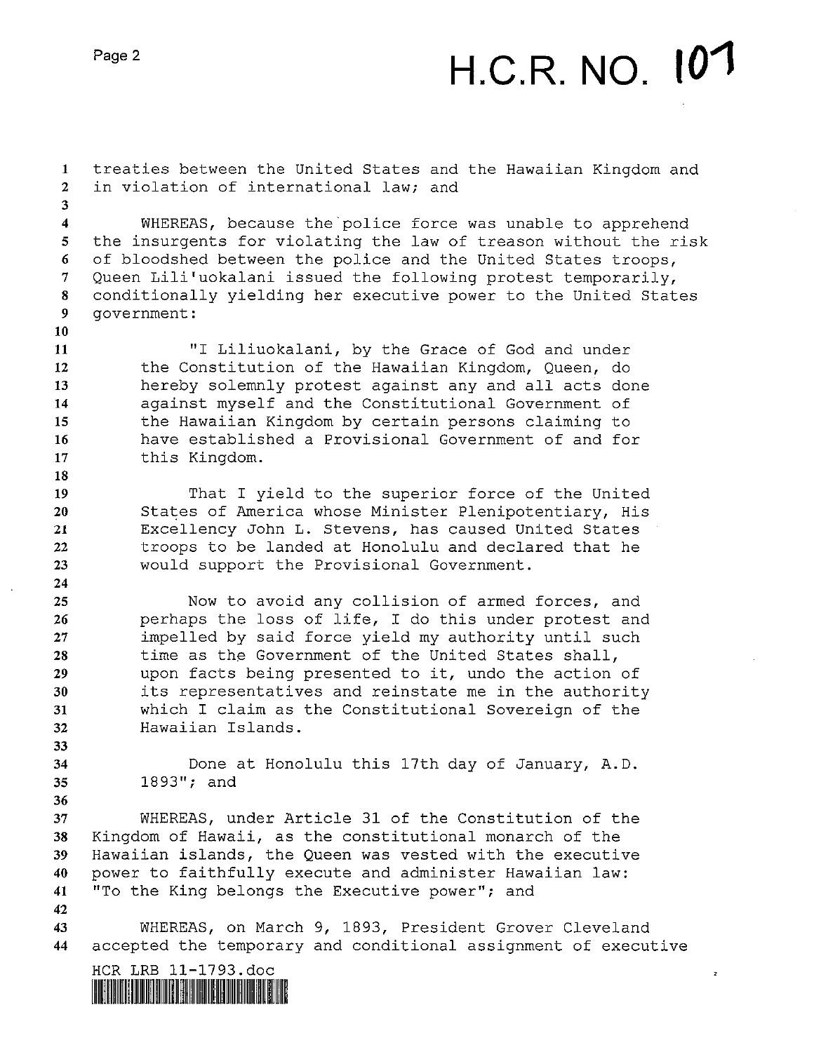treaties between the United States and the Hawaiian Kingdom and in violation of international law; and

WHEREAS, because the police force was unable to apprehend the insurgents for violating the law of treason without the risk of bloodshed between the police and the United States troops, Queen Lili'uokalani issued the following protest temporarily, conditionally yielding her executive power to the United States government:

> "I Liliuokalani, by the Grace of God and under the Constitution of the Hawaiian Kingdom, Queen, do hereby solemnly protest against any and all acts done against myself and the Constitutional Government of the Hawaiian Kingdom by certain persons claiming to have established a Provisional Government of and for this Kingdom.
>
> That I yield to the superior force of the United States of America whose Minister Plenipotentiary, His Excellency John L. Stevens, has caused United States troops to be landed at Honolulu and declared that he would support the Provisional Government.
>
> Now to avoid any collision of armed forces, and perhaps the loss of life, I do this under protest and impelled by said force yield my authority until such time as the Government of the United States shall, upon facts being presented to it, undo the action of its representatives and reinstate me in the authority which I claim as the Constitutional Sovereign of the Hawaiian Islands.
>
> Done at Honolulu this 17th day of January, A.D. 1893"; and

WHEREAS, under Article 31 of the Constitution of the Kingdom of Hawaii, as the constitutional monarch of the Hawaiian islands, the Queen was vested with the executive power to faithfully execute and administer Hawaiian law: "To the King belongs the Executive power"; and

WHEREAS, on March 9, 1893, President Grover Cleveland accepted the temporary and conditional assignment of executive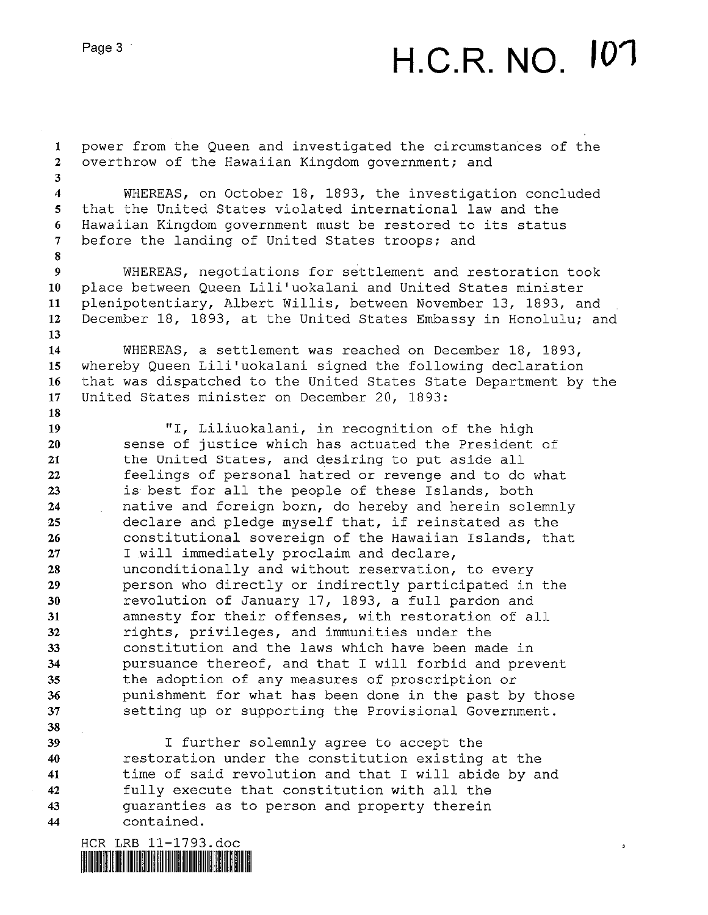power from the Queen and investigated the circumstances of the overthrow of the Hawaiian Kingdom government; and

WHEREAS, on October 18, 1893, the investigation concluded that the United States violated international law and the Hawaiian Kingdom government must be restored to its status before the landing of United States troops; and

WHEREAS, negotiations for settlement and restoration took place between Queen Lili'uokalani and United States minister plenipotentiary, Albert Willis, between November 13, 1893, and December 18, 1893, at the United States Embassy in Honolulu; and

WHEREAS, a settlement was reached on December 18, 1893, whereby Queen Lili'uokalani signed the following declaration that was dispatched to the United States State Department by the United States minister on December 20, 1893:

> "I, Liliuokalani, in recognition of the high sense of justice which has actuated the President of the United States, and desiring to put aside all feelings of personal hatred or revenge and to do what is best for all the people of these Islands, both native and foreign born, do hereby and herein solemnly declare and pledge myself that, if reinstated as the constitutional sovereign of the Hawaiian Islands, that I will immediately proclaim and declare, unconditionally and without reservation, to every person who directly or indirectly participated in the revolution of January 17, 1893, a full pardon and amnesty for their offenses, with restoration of all rights, privileges, and immunities under the constitution and the laws which have been made in pursuance thereof, and that I will forbid and prevent the adoption of any measures of proscription or punishment for what has been done in the past by those setting up or supporting the Provisional Government.
>
> I further solemnly agree to accept the restoration under the constitution existing at the time of said revolution and that I will abide by and fully execute that constitution with all the guaranties as to person and property therein contained.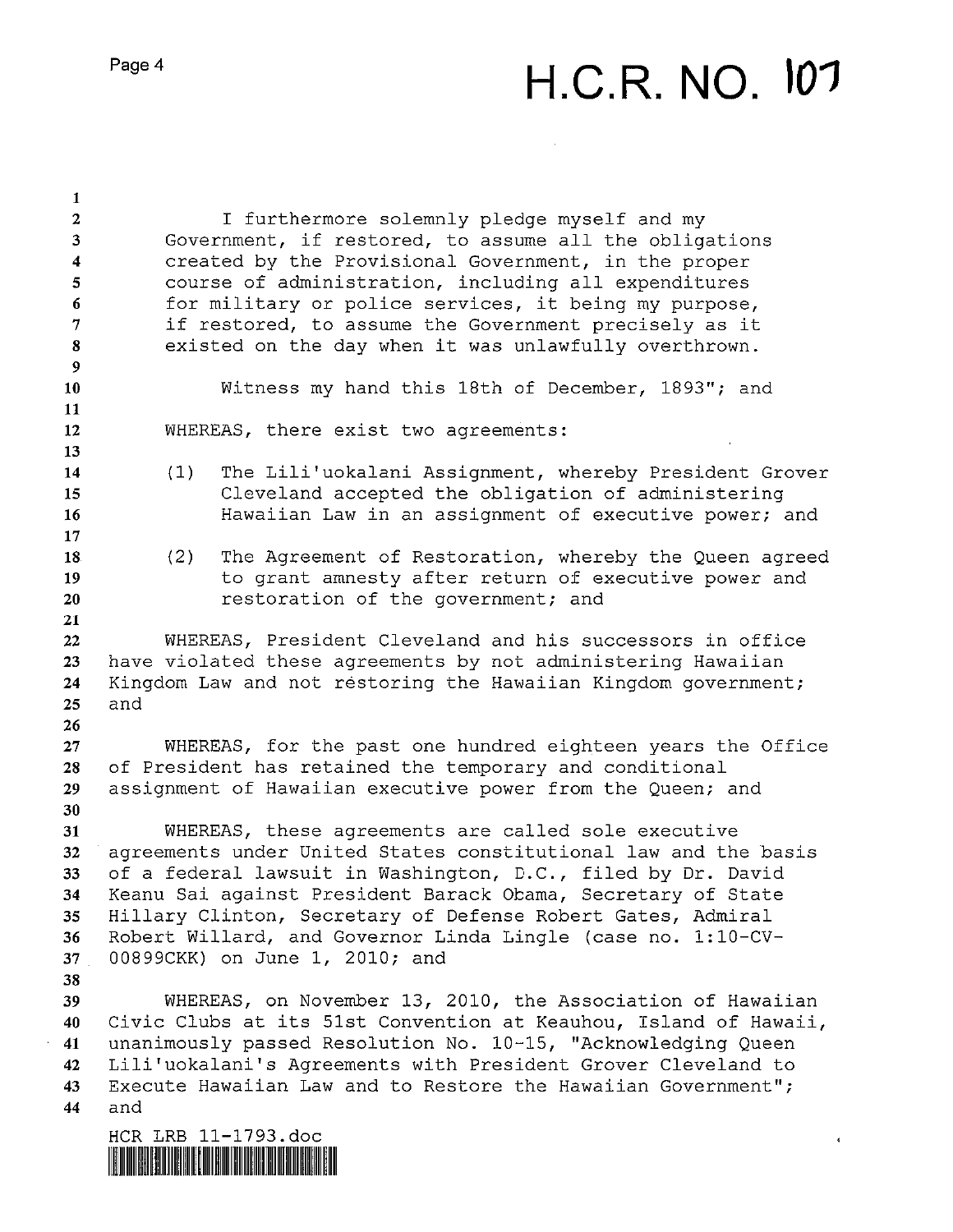I furthermore solemnly pledge myself and my Government, if restored, to assume all the obligations created by the Provisional Government, in the proper course of administration, including all expenditures for military or police services, it being my purpose, if restored, to assume the Government precisely as it existed on the day when it was unlawfully overthrown.

Witness my hand this 18th of December, 1893"; and

WHEREAS, there exist two agreements:

(1) The Lili'uokalani Assignment, whereby President Grover Cleveland accepted the obligation of administering Hawaiian Law in an assignment of executive power; and

(2) The Agreement of Restoration, whereby the Queen agreed to grant amnesty after return of executive power and restoration of the government; and

WHEREAS, President Cleveland and his successors in office have violated these agreements by not administering Hawaiian Kingdom Law and not restoring the Hawaiian Kingdom government; and

WHEREAS, for the past one hundred eighteen years the Office of President has retained the temporary and conditional assignment of Hawaiian executive power from the Queen; and

WHEREAS, these agreements are called sole executive agreements under United States constitutional law and the basis of a federal lawsuit in Washington, D.C., filed by Dr. David Keanu Sai against President Barack Obama, Secretary of State Hillary Clinton, Secretary of Defense Robert Gates, Admiral Robert Willard, and Governor Linda Lingle (case no. 1:10-CV-00899CKK) on June 1, 2010; and

WHEREAS, on November 13, 2010, the Association of Hawaiian Civic Clubs at its 51st Convention at Keauhou, Island of Hawaii, unanimously passed Resolution No. 10-15, "Acknowledging Queen Lili'uokalani's Agreements with President Grover Cleveland to Execute Hawaiian Law and to Restore the Hawaiian Government"; and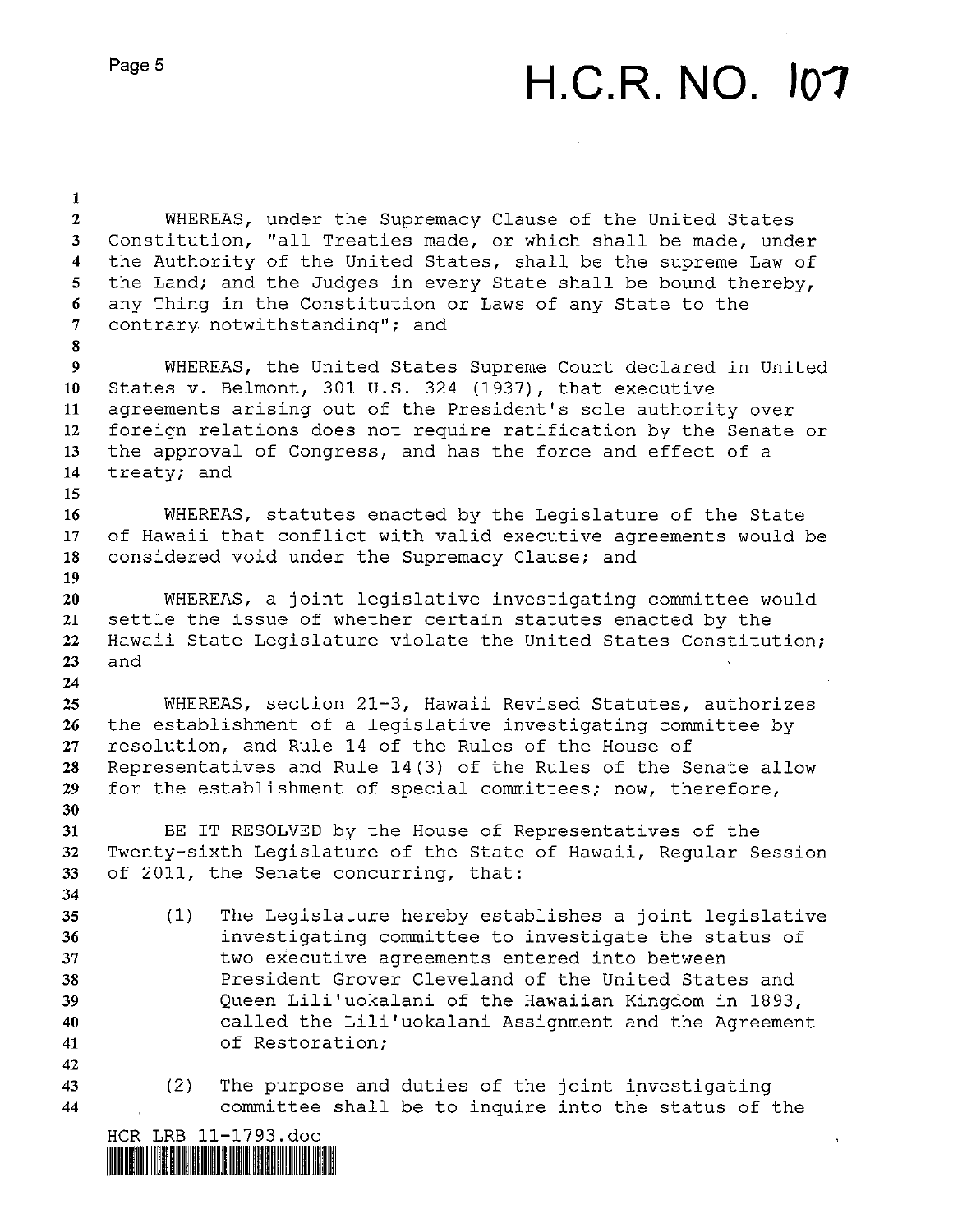WHEREAS, under the Supremacy Clause of the United States Constitution, "all Treaties made, or which shall be made, under the Authority of the United States, shall be the supreme Law of the Land; and the Judges in every State shall be bound thereby, any Thing in the Constitution or Laws of any State to the contrary notwithstanding"; and

WHEREAS, the United States Supreme Court declared in United States v. Belmont, 301 U.S. 324 (1937), that executive agreements arising out of the President's sole authority over foreign relations does not require ratification by the Senate or the approval of Congress, and has the force and effect of a treaty; and

WHEREAS, statutes enacted by the Legislature of the State of Hawaii that conflict with valid executive agreements would be considered void under the Supremacy Clause; and

WHEREAS, a joint legislative investigating committee would settle the issue of whether certain statutes enacted by the Hawaii State Legislature violate the United States Constitution; and

WHEREAS, section 21-3, Hawaii Revised Statutes, authorizes the establishment of a legislative investigating committee by resolution, and Rule 14 of the Rules of the House of Representatives and Rule 14(3) of the Rules of the Senate allow for the establishment of special committees; now, therefore,

BE IT RESOLVED by the House of Representatives of the Twenty-sixth Legislature of the State of Hawaii, Regular Session of 2011, the Senate concurring, that:

(1) The Legislature hereby establishes a joint legislative investigating committee to investigate the status of two executive agreements entered into between President Grover Cleveland of the United States and Queen Lili'uokalani of the Hawaiian Kingdom in 1893, called the Lili'uokalani Assignment and the Agreement of Restoration;

(2) The purpose and duties of the joint investigating committee shall be to inquire into the status of the

HCR LRB 11-1793.doc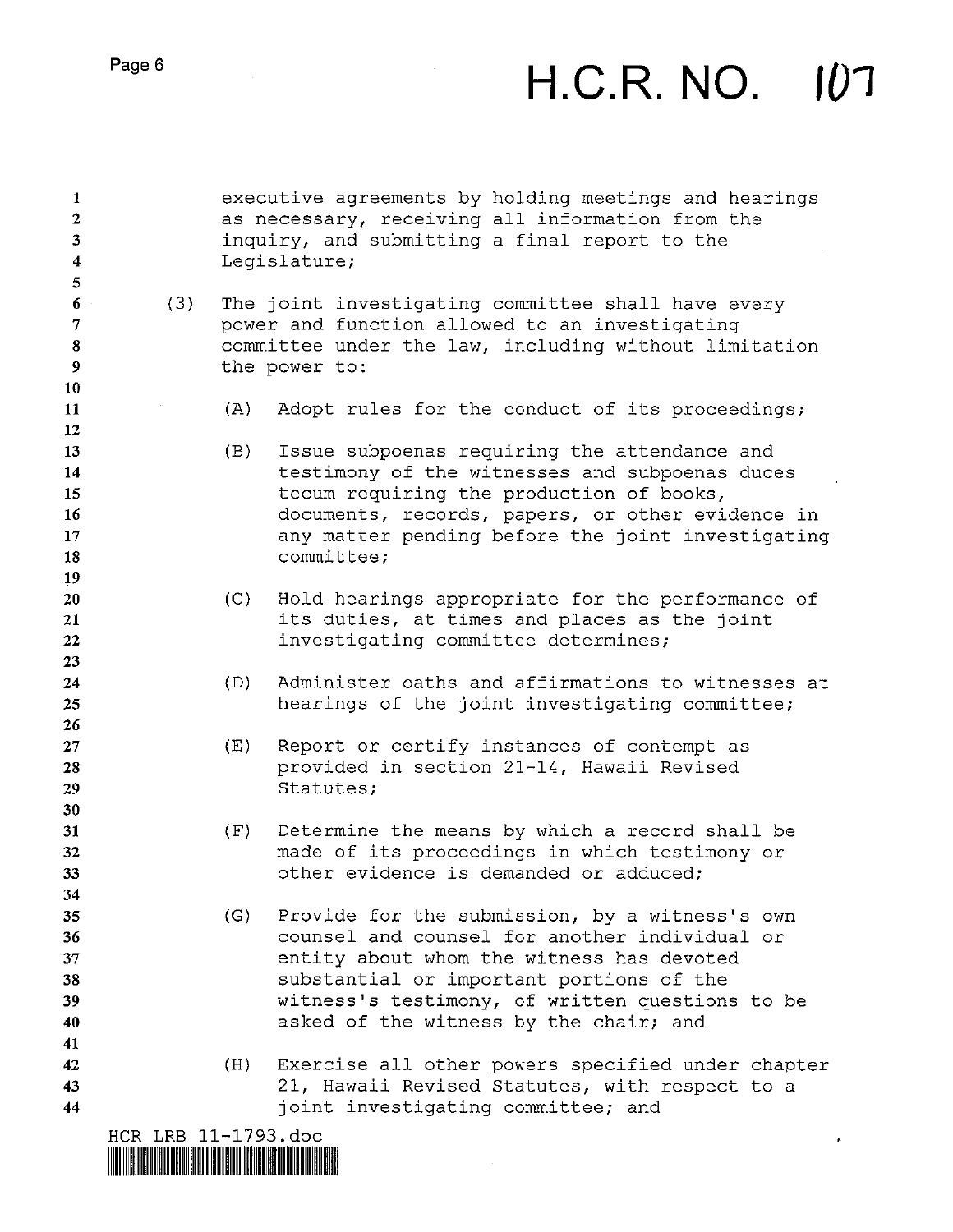executive agreements by holding meetings and hearings as necessary, receiving all information from the inquiry, and submitting a final report to the Legislature;

(3) The joint investigating committee shall have every power and function allowed to an investigating committee under the law, including without limitation the power to:

(A) Adopt rules for the conduct of its proceedings;

(B) Issue subpoenas requiring the attendance and testimony of the witnesses and subpoenas duces tecum requiring the production of books, documents, records, papers, or other evidence in any matter pending before the joint investigating committee;

(C) Hold hearings appropriate for the performance of its duties, at times and places as the joint investigating committee determines;

(D) Administer oaths and affirmations to witnesses at hearings of the joint investigating committee;

(E) Report or certify instances of contempt as provided in section 21-14, Hawaii Revised Statutes;

(F) Determine the means by which a record shall be made of its proceedings in which testimony or other evidence is demanded or adduced;

(G) Provide for the submission, by a witness's own counsel and counsel for another individual or entity about whom the witness has devoted substantial or important portions of the witness's testimony, of written questions to be asked of the witness by the chair; and

(H) Exercise all other powers specified under chapter 21, Hawaii Revised Statutes, with respect to a joint investigating committee; and

HCR LRB 11-1793.doc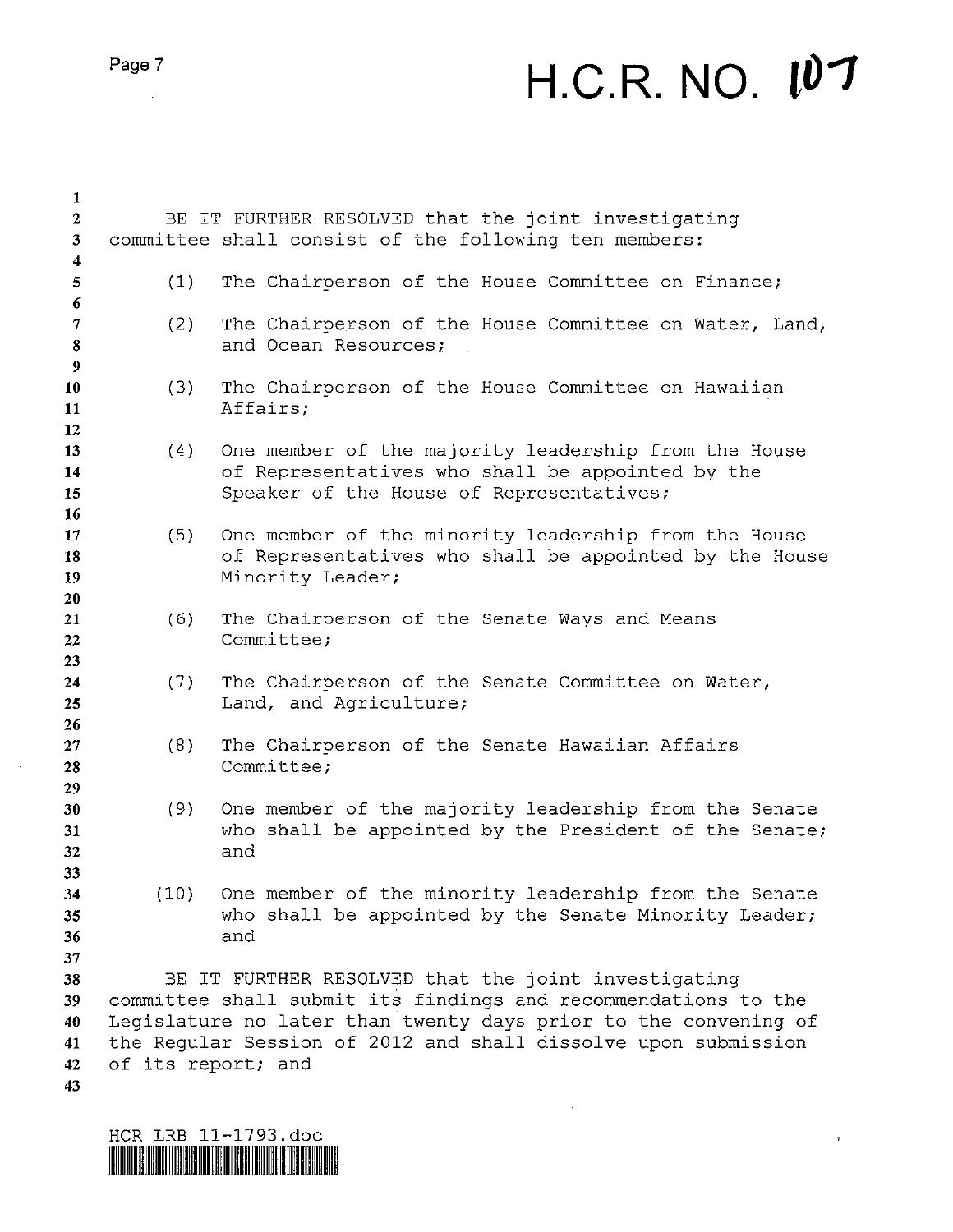BE IT FURTHER RESOLVED that the joint investigating committee shall consist of the following ten members:

(1) The Chairperson of the House Committee on Finance;

(2) The Chairperson of the House Committee on Water, Land, and Ocean Resources;

(3) The Chairperson of the House Committee on Hawaiian Affairs;

(4) One member of the majority leadership from the House of Representatives who shall be appointed by the Speaker of the House of Representatives;

(5) One member of the minority leadership from the House of Representatives who shall be appointed by the House Minority Leader;

(6) The Chairperson of the Senate Ways and Means Committee;

(7) The Chairperson of the Senate Committee on Water, Land, and Agriculture;

(8) The Chairperson of the Senate Hawaiian Affairs Committee;

(9) One member of the majority leadership from the Senate who shall be appointed by the President of the Senate; and

(10) One member of the minority leadership from the Senate who shall be appointed by the Senate Minority Leader; and

BE IT FURTHER RESOLVED that the joint investigating committee shall submit its findings and recommendations to the Legislature no later than twenty days prior to the convening of the Regular Session of 2012 and shall dissolve upon submission of its report; and

HCR LRB 11-1793.doc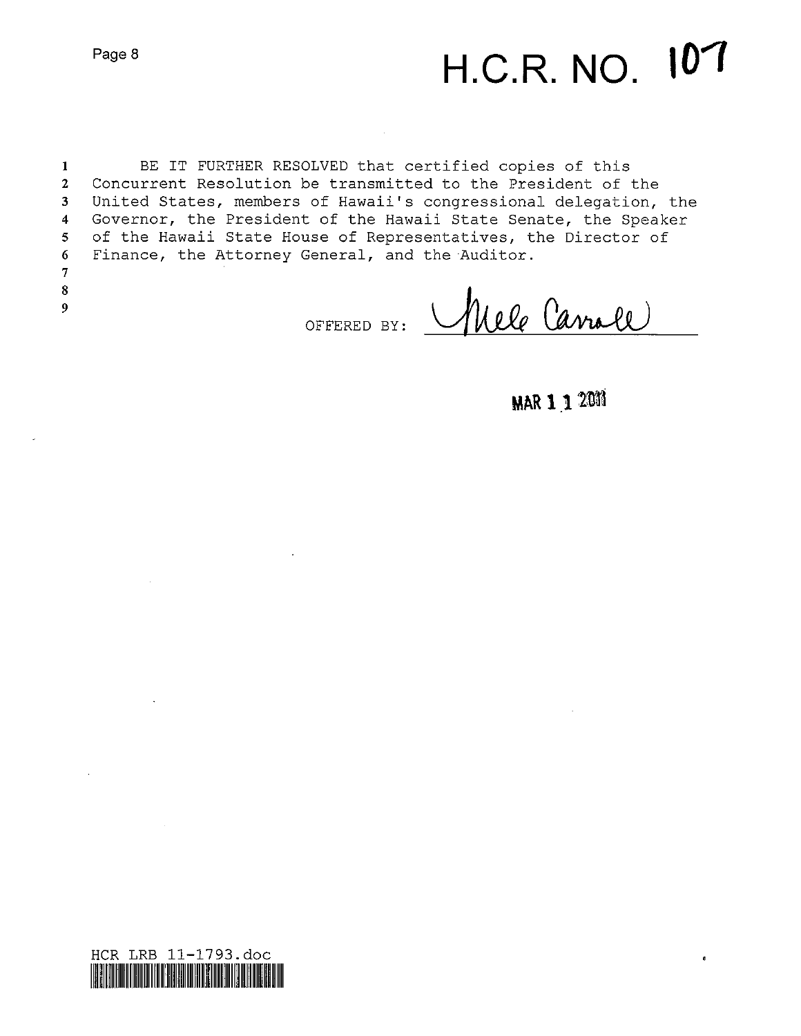# H.C.R. NO. 107

BE IT FURTHER RESOLVED that certified copies of this Concurrent Resolution be transmitted to the President of the United States, members of Hawaii's congressional delegation, the Governor, the President of the Hawaii State Senate, the Speaker of the Hawaii State House of Representatives, the Director of Finance, the Attorney General, and the Auditor.

OFFERED BY: Mele Carroll

MAR 11 2011

HCR LRB 11-1793.doc